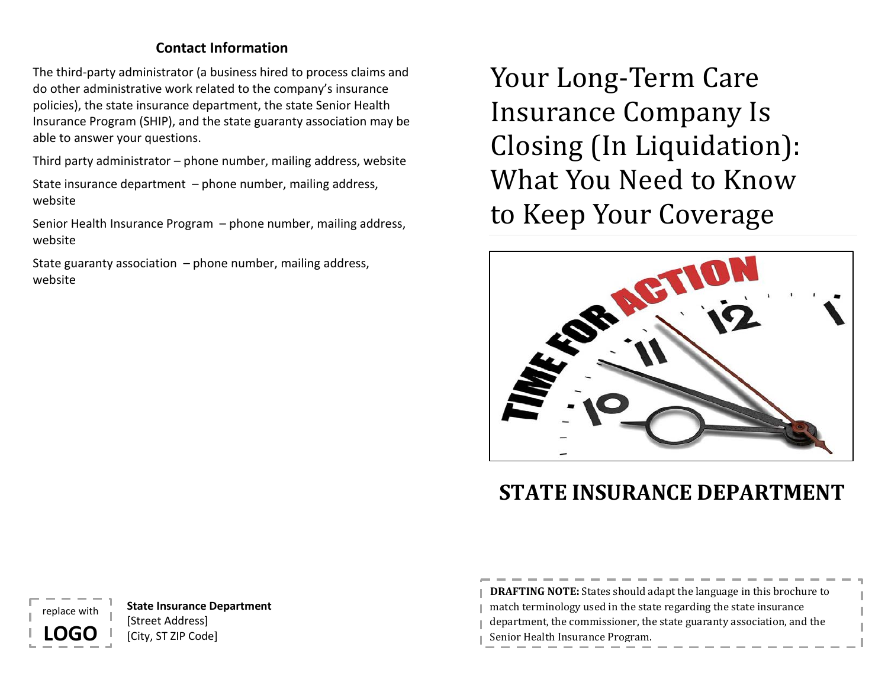## Contact Information

The third-party administrator (a business hired to process claims and do other administrative work related to the company's insurance policies), the state insurance department, the state Senior Health Insurance Program (SHIP), and the state guaranty association may be able to answer your questions.

Third party administrator – phone number, mailing address, website

State insurance department – phone number, mailing address, website

Senior Health Insurance Program – phone number, mailing address, website

State guaranty association – phone number, mailing address, website

replace with **LOGO**

**State Insurance Department**
[Street Address]
[City, ST ZIP Code]

# Your Long-Term Care Insurance Company Is Closing (In Liquidation): What You Need to Know to Keep Your Coverage

## STATE INSURANCE DEPARTMENT

**DRAFTING NOTE:** States should adapt the language in this brochure to match terminology used in the state regarding the state insurance department, the commissioner, the state guaranty association, and the Senior Health Insurance Program.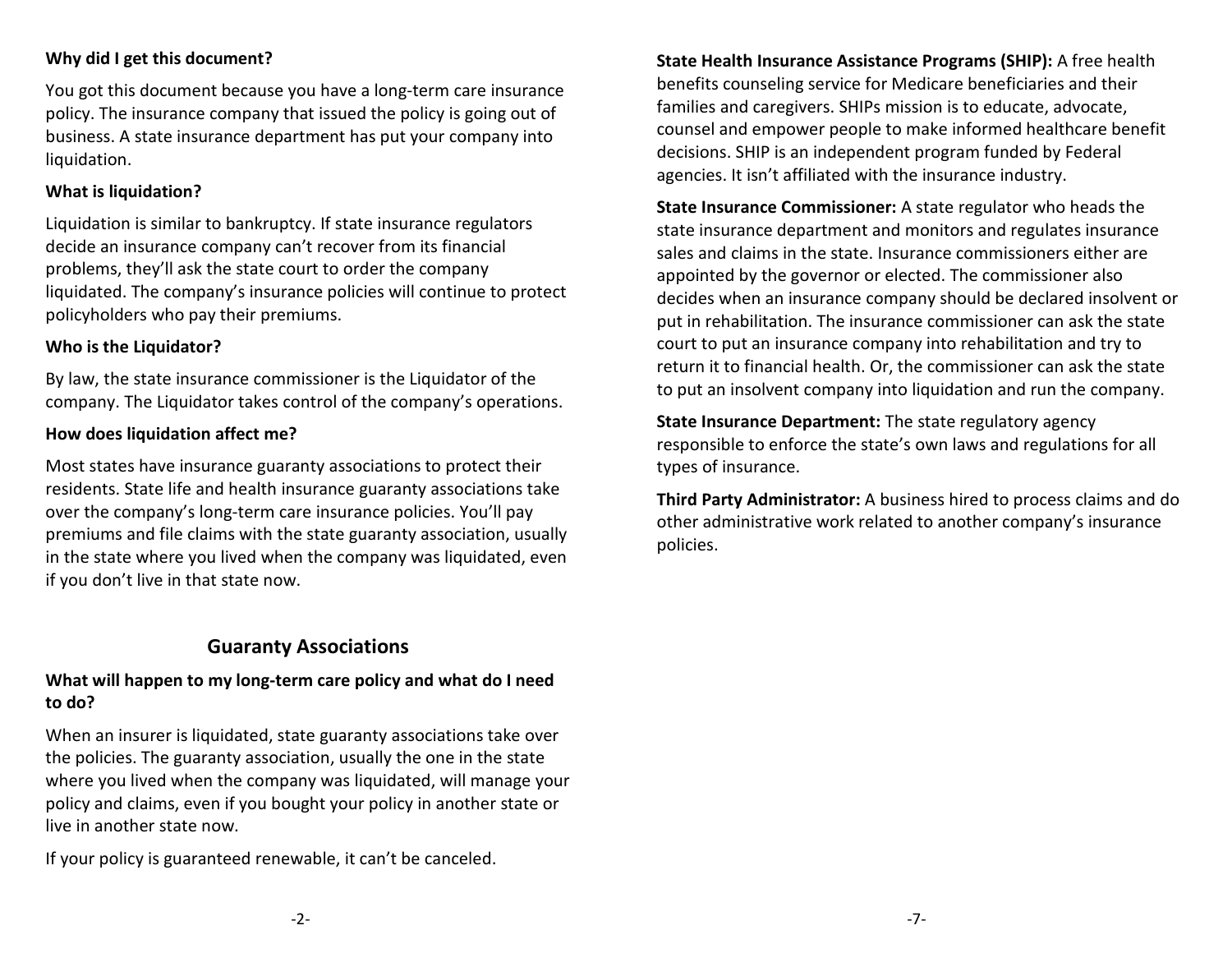**Why did I get this document?**

You got this document because you have a long-term care insurance policy. The insurance company that issued the policy is going out of business. A state insurance department has put your company into liquidation.

**What is liquidation?**

Liquidation is similar to bankruptcy. If state insurance regulators decide an insurance company can't recover from its financial problems, they'll ask the state court to order the company liquidated. The company's insurance policies will continue to protect policyholders who pay their premiums.

**Who is the Liquidator?**

By law, the state insurance commissioner is the Liquidator of the company. The Liquidator takes control of the company's operations.

**How does liquidation affect me?**

Most states have insurance guaranty associations to protect their residents. State life and health insurance guaranty associations take over the company's long-term care insurance policies. You'll pay premiums and file claims with the state guaranty association, usually in the state where you lived when the company was liquidated, even if you don't live in that state now.

## Guaranty Associations

**What will happen to my long-term care policy and what do I need to do?**

When an insurer is liquidated, state guaranty associations take over the policies. The guaranty association, usually the one in the state where you lived when the company was liquidated, will manage your policy and claims, even if you bought your policy in another state or live in another state now.

If your policy is guaranteed renewable, it can't be canceled.

**State Health Insurance Assistance Programs (SHIP):** A free health benefits counseling service for Medicare beneficiaries and their families and caregivers. SHIPs mission is to educate, advocate, counsel and empower people to make informed healthcare benefit decisions. SHIP is an independent program funded by Federal agencies. It isn't affiliated with the insurance industry.

**State Insurance Commissioner:** A state regulator who heads the state insurance department and monitors and regulates insurance sales and claims in the state. Insurance commissioners either are appointed by the governor or elected. The commissioner also decides when an insurance company should be declared insolvent or put in rehabilitation. The insurance commissioner can ask the state court to put an insurance company into rehabilitation and try to return it to financial health. Or, the commissioner can ask the state to put an insolvent company into liquidation and run the company.

**State Insurance Department:** The state regulatory agency responsible to enforce the state's own laws and regulations for all types of insurance.

**Third Party Administrator:** A business hired to process claims and do other administrative work related to another company's insurance policies.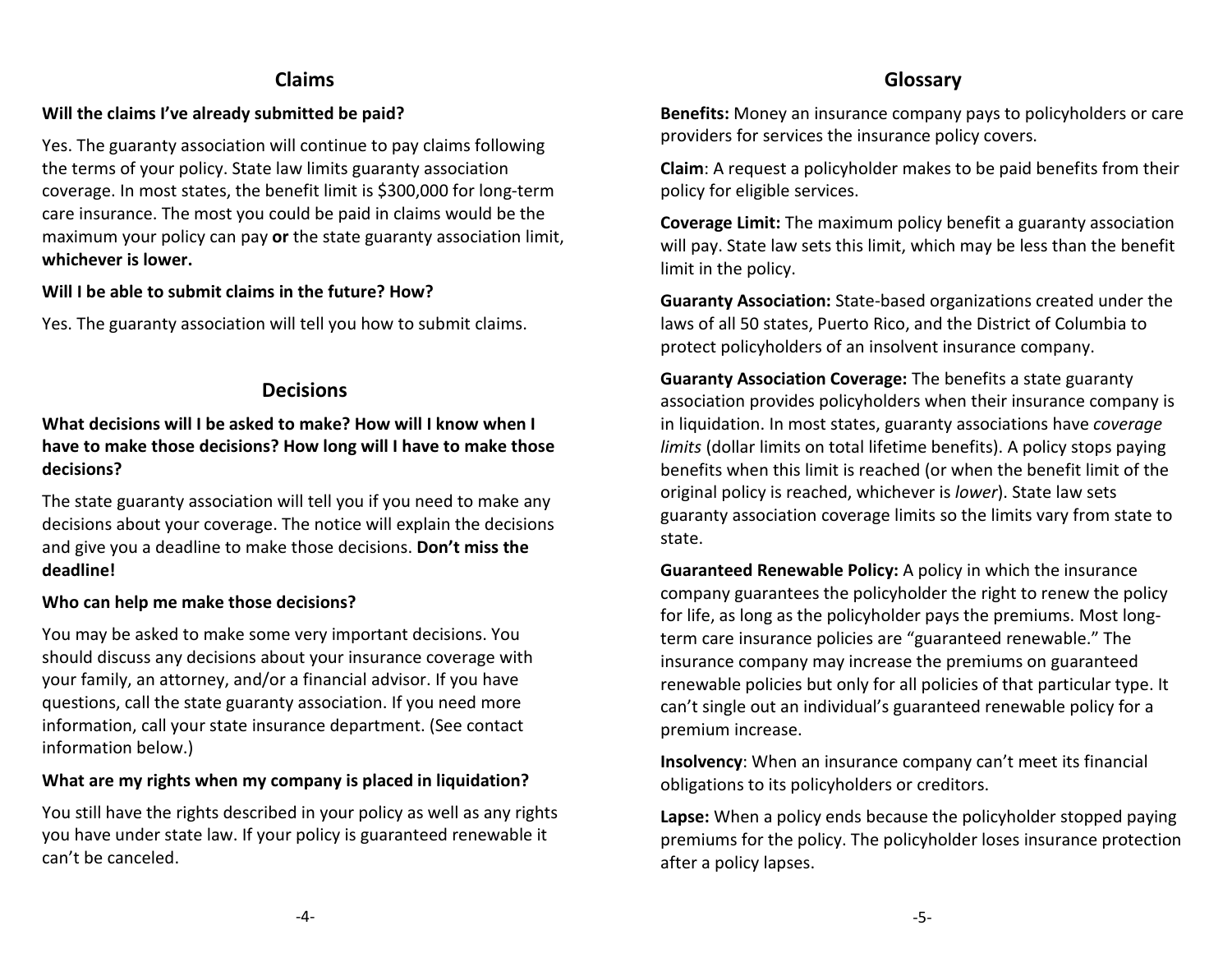## Claims

**Will the claims I've already submitted be paid?**

Yes. The guaranty association will continue to pay claims following the terms of your policy. State law limits guaranty association coverage. In most states, the benefit limit is $300,000 for long-term care insurance. The most you could be paid in claims would be the maximum your policy can pay **or** the state guaranty association limit, **whichever is lower.**

**Will I be able to submit claims in the future? How?**

Yes. The guaranty association will tell you how to submit claims.

## Decisions

**What decisions will I be asked to make? How will I know when I have to make those decisions? How long will I have to make those decisions?**

The state guaranty association will tell you if you need to make any decisions about your coverage. The notice will explain the decisions and give you a deadline to make those decisions. **Don't miss the deadline!**

**Who can help me make those decisions?**

You may be asked to make some very important decisions. You should discuss any decisions about your insurance coverage with your family, an attorney, and/or a financial advisor. If you have questions, call the state guaranty association. If you need more information, call your state insurance department. (See contact information below.)

**What are my rights when my company is placed in liquidation?**

You still have the rights described in your policy as well as any rights you have under state law. If your policy is guaranteed renewable it can't be canceled.

## Glossary

**Benefits:** Money an insurance company pays to policyholders or care providers for services the insurance policy covers.

**Claim**: A request a policyholder makes to be paid benefits from their policy for eligible services.

**Coverage Limit:** The maximum policy benefit a guaranty association will pay. State law sets this limit, which may be less than the benefit limit in the policy.

**Guaranty Association:** State-based organizations created under the laws of all 50 states, Puerto Rico, and the District of Columbia to protect policyholders of an insolvent insurance company.

**Guaranty Association Coverage:** The benefits a state guaranty association provides policyholders when their insurance company is in liquidation. In most states, guaranty associations have *coverage limits* (dollar limits on total lifetime benefits). A policy stops paying benefits when this limit is reached (or when the benefit limit of the original policy is reached, whichever is *lower*). State law sets guaranty association coverage limits so the limits vary from state to state.

**Guaranteed Renewable Policy:** A policy in which the insurance company guarantees the policyholder the right to renew the policy for life, as long as the policyholder pays the premiums. Most long-term care insurance policies are "guaranteed renewable." The insurance company may increase the premiums on guaranteed renewable policies but only for all policies of that particular type. It can't single out an individual's guaranteed renewable policy for a premium increase.

**Insolvency**: When an insurance company can't meet its financial obligations to its policyholders or creditors.

**Lapse:** When a policy ends because the policyholder stopped paying premiums for the policy. The policyholder loses insurance protection after a policy lapses.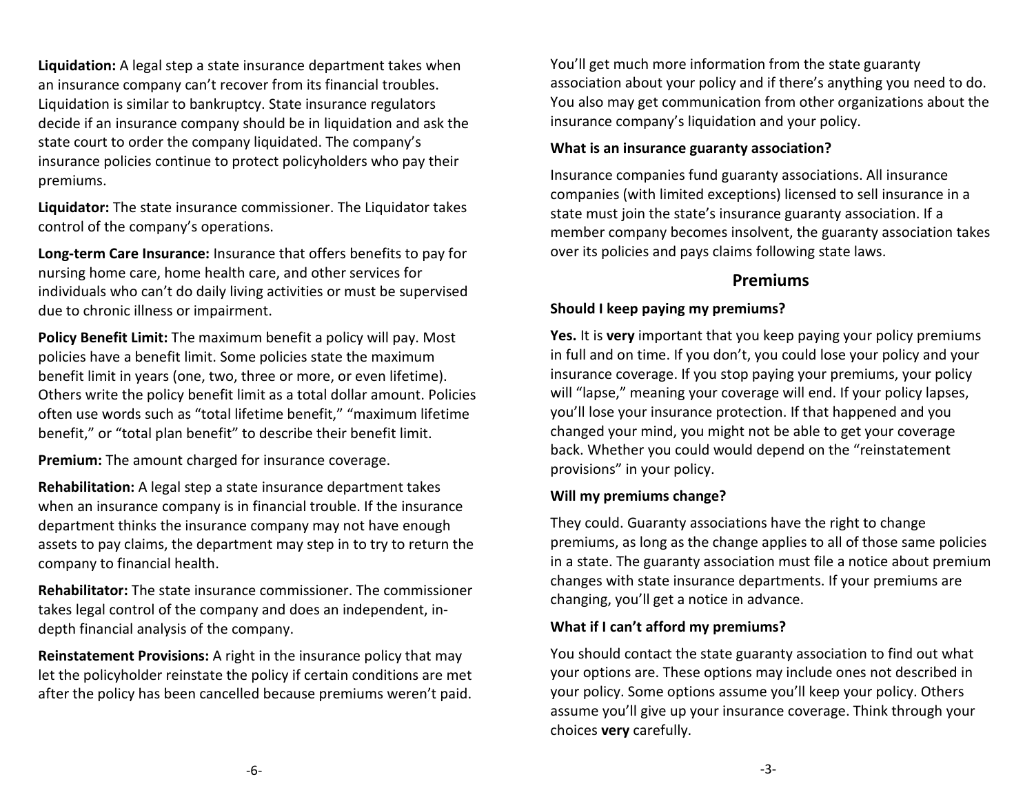**Liquidation:** A legal step a state insurance department takes when an insurance company can't recover from its financial troubles. Liquidation is similar to bankruptcy. State insurance regulators decide if an insurance company should be in liquidation and ask the state court to order the company liquidated. The company's insurance policies continue to protect policyholders who pay their premiums.

**Liquidator:** The state insurance commissioner. The Liquidator takes control of the company's operations.

**Long-term Care Insurance:** Insurance that offers benefits to pay for nursing home care, home health care, and other services for individuals who can't do daily living activities or must be supervised due to chronic illness or impairment.

**Policy Benefit Limit:** The maximum benefit a policy will pay. Most policies have a benefit limit. Some policies state the maximum benefit limit in years (one, two, three or more, or even lifetime). Others write the policy benefit limit as a total dollar amount. Policies often use words such as "total lifetime benefit," "maximum lifetime benefit," or "total plan benefit" to describe their benefit limit.

**Premium:** The amount charged for insurance coverage.

**Rehabilitation:** A legal step a state insurance department takes when an insurance company is in financial trouble. If the insurance department thinks the insurance company may not have enough assets to pay claims, the department may step in to try to return the company to financial health.

**Rehabilitator:** The state insurance commissioner. The commissioner takes legal control of the company and does an independent, in-depth financial analysis of the company.

**Reinstatement Provisions:** A right in the insurance policy that may let the policyholder reinstate the policy if certain conditions are met after the policy has been cancelled because premiums weren't paid.

You'll get much more information from the state guaranty association about your policy and if there's anything you need to do. You also may get communication from other organizations about the insurance company's liquidation and your policy.

**What is an insurance guaranty association?**

Insurance companies fund guaranty associations. All insurance companies (with limited exceptions) licensed to sell insurance in a state must join the state's insurance guaranty association. If a member company becomes insolvent, the guaranty association takes over its policies and pays claims following state laws.

## Premiums

**Should I keep paying my premiums?**

**Yes.** It is **very** important that you keep paying your policy premiums in full and on time. If you don't, you could lose your policy and your insurance coverage. If you stop paying your premiums, your policy will "lapse," meaning your coverage will end. If your policy lapses, you'll lose your insurance protection. If that happened and you changed your mind, you might not be able to get your coverage back. Whether you could would depend on the "reinstatement provisions" in your policy.

**Will my premiums change?**

They could. Guaranty associations have the right to change premiums, as long as the change applies to all of those same policies in a state. The guaranty association must file a notice about premium changes with state insurance departments. If your premiums are changing, you'll get a notice in advance.

**What if I can't afford my premiums?**

You should contact the state guaranty association to find out what your options are. These options may include ones not described in your policy. Some options assume you'll keep your policy. Others assume you'll give up your insurance coverage. Think through your choices **very** carefully.